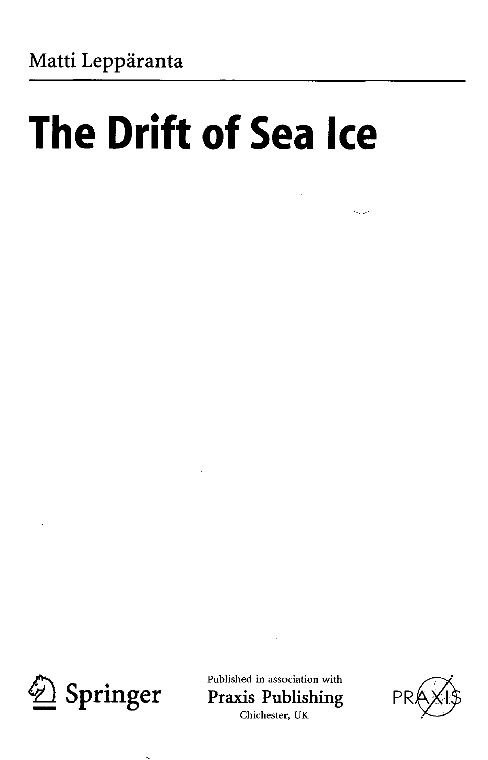Matti Leppäranta

# The Drift of Sea Ice

Springer

Published in association with
Praxis Publishing
Chichester, UK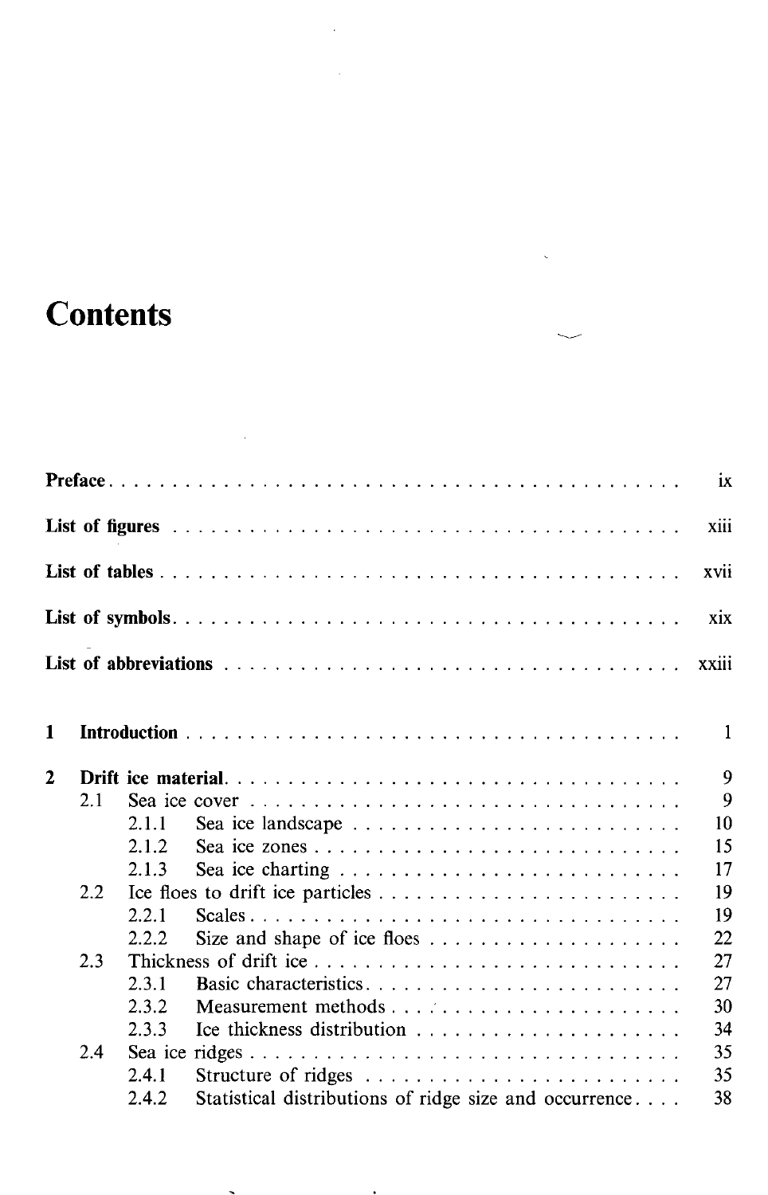# Contents

**Preface** . . . . . . . . . . . . . . . . . . . . . . . . . . . . . . . . . . . . . . . . ix

**List of figures** . . . . . . . . . . . . . . . . . . . . . . . . . . . . . . . . . . . . . xiii

**List of tables** . . . . . . . . . . . . . . . . . . . . . . . . . . . . . . . . . . . . . . xvii

**List of symbols** . . . . . . . . . . . . . . . . . . . . . . . . . . . . . . . . . . . . . xix

**List of abbreviations** . . . . . . . . . . . . . . . . . . . . . . . . . . . . . . . . . xxiii

**1 Introduction** . . . . . . . . . . . . . . . . . . . . . . . . . . . . . . . . . . . . . . 1

**2 Drift ice material** . . . . . . . . . . . . . . . . . . . . . . . . . . . . . . . . . . . 9
- 2.1 Sea ice cover . . . . . . . . . . . . . . . . . . . . . . . . . . . . . . . . . . . 9
  - 2.1.1 Sea ice landscape . . . . . . . . . . . . . . . . . . . . . . . . . . . 10
  - 2.1.2 Sea ice zones . . . . . . . . . . . . . . . . . . . . . . . . . . . . . . 15
  - 2.1.3 Sea ice charting . . . . . . . . . . . . . . . . . . . . . . . . . . . . 17
- 2.2 Ice floes to drift ice particles . . . . . . . . . . . . . . . . . . . . . . . . 19
  - 2.2.1 Scales . . . . . . . . . . . . . . . . . . . . . . . . . . . . . . . . . . 19
  - 2.2.2 Size and shape of ice floes . . . . . . . . . . . . . . . . . . . . . . 22
- 2.3 Thickness of drift ice . . . . . . . . . . . . . . . . . . . . . . . . . . . . . 27
  - 2.3.1 Basic characteristics . . . . . . . . . . . . . . . . . . . . . . . . . . 27
  - 2.3.2 Measurement methods . . . . . . . . . . . . . . . . . . . . . . . . . 30
  - 2.3.3 Ice thickness distribution . . . . . . . . . . . . . . . . . . . . . . . 34
- 2.4 Sea ice ridges . . . . . . . . . . . . . . . . . . . . . . . . . . . . . . . . . . 35
  - 2.4.1 Structure of ridges . . . . . . . . . . . . . . . . . . . . . . . . . . . 35
  - 2.4.2 Statistical distributions of ridge size and occurrence . . . . 38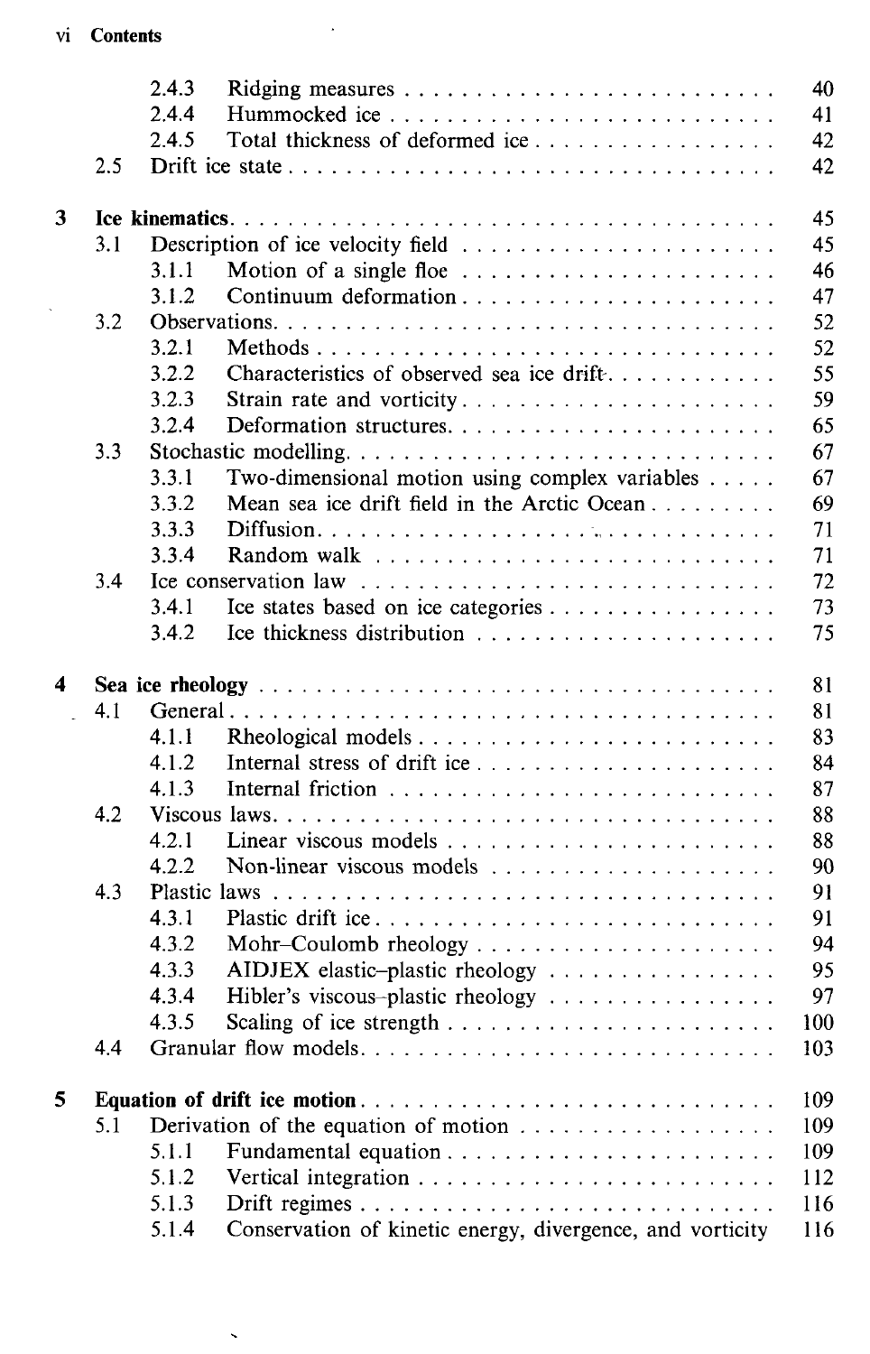| | | | |
|---|---|---|---|
| | 2.4.3 | Ridging measures | 40 |
| | 2.4.4 | Hummocked ice | 41 |
| | 2.4.5 | Total thickness of deformed ice | 42 |
| 2.5 | | Drift ice state | 42 |
| **3** | | **Ice kinematics** | 45 |
| 3.1 | | Description of ice velocity field | 45 |
| | 3.1.1 | Motion of a single floe | 46 |
| | 3.1.2 | Continuum deformation | 47 |
| 3.2 | | Observations | 52 |
| | 3.2.1 | Methods | 52 |
| | 3.2.2 | Characteristics of observed sea ice drift | 55 |
| | 3.2.3 | Strain rate and vorticity | 59 |
| | 3.2.4 | Deformation structures | 65 |
| 3.3 | | Stochastic modelling | 67 |
| | 3.3.1 | Two-dimensional motion using complex variables | 67 |
| | 3.3.2 | Mean sea ice drift field in the Arctic Ocean | 69 |
| | 3.3.3 | Diffusion | 71 |
| | 3.3.4 | Random walk | 71 |
| 3.4 | | Ice conservation law | 72 |
| | 3.4.1 | Ice states based on ice categories | 73 |
| | 3.4.2 | Ice thickness distribution | 75 |
| **4** | | **Sea ice rheology** | 81 |
| 4.1 | | General | 81 |
| | 4.1.1 | Rheological models | 83 |
| | 4.1.2 | Internal stress of drift ice | 84 |
| | 4.1.3 | Internal friction | 87 |
| 4.2 | | Viscous laws | 88 |
| | 4.2.1 | Linear viscous models | 88 |
| | 4.2.2 | Non-linear viscous models | 90 |
| 4.3 | | Plastic laws | 91 |
| | 4.3.1 | Plastic drift ice | 91 |
| | 4.3.2 | Mohr–Coulomb rheology | 94 |
| | 4.3.3 | AIDJEX elastic–plastic rheology | 95 |
| | 4.3.4 | Hibler's viscous–plastic rheology | 97 |
| | 4.3.5 | Scaling of ice strength | 100 |
| 4.4 | | Granular flow models | 103 |
| **5** | | **Equation of drift ice motion** | 109 |
| 5.1 | | Derivation of the equation of motion | 109 |
| | 5.1.1 | Fundamental equation | 109 |
| | 5.1.2 | Vertical integration | 112 |
| | 5.1.3 | Drift regimes | 116 |
| | 5.1.4 | Conservation of kinetic energy, divergence, and vorticity | 116 |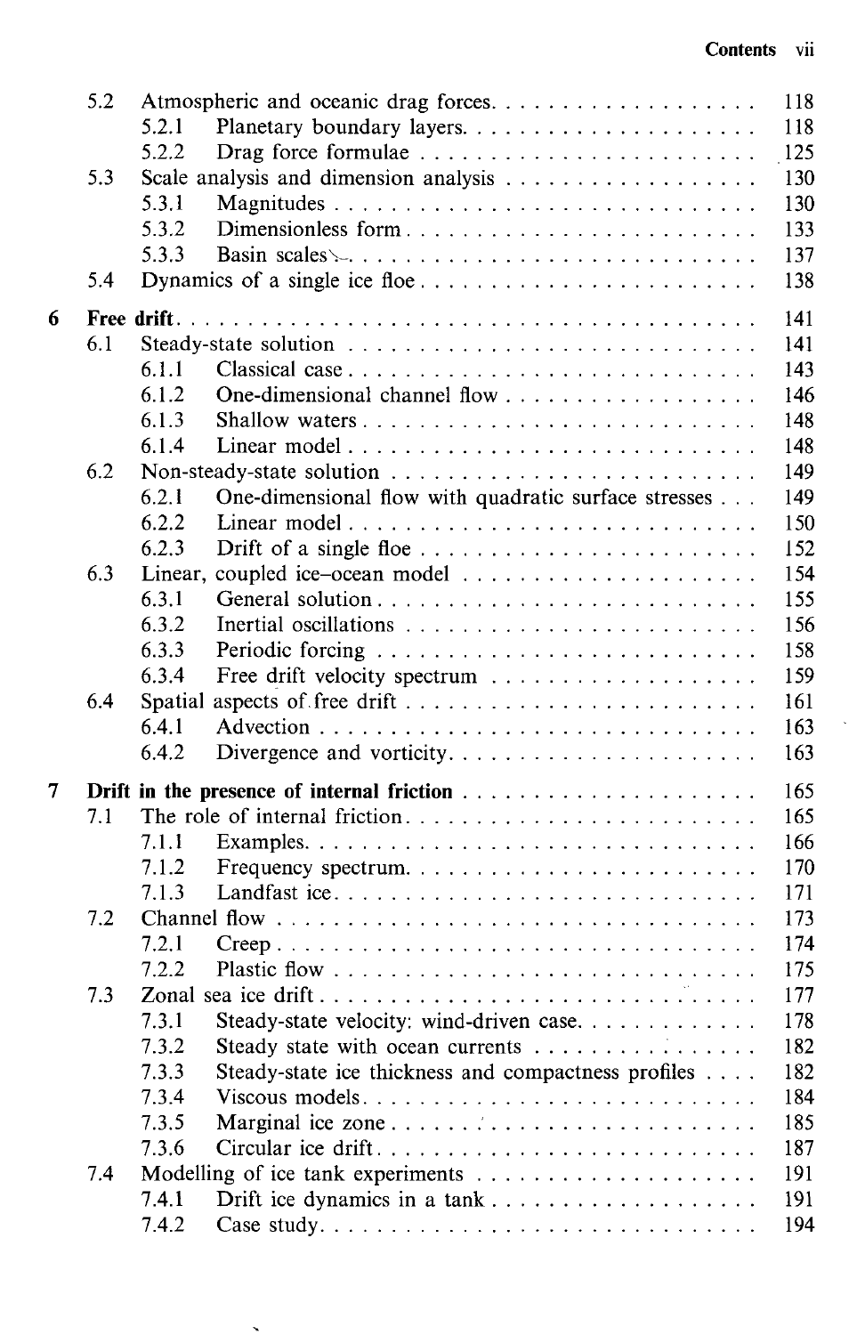| | | | |
|---|---|---|---|
| | 5.2 | Atmospheric and oceanic drag forces | 118 |
| | | 5.2.1 Planetary boundary layers | 118 |
| | | 5.2.2 Drag force formulae | 125 |
| | 5.3 | Scale analysis and dimension analysis | 130 |
| | | 5.3.1 Magnitudes | 130 |
| | | 5.3.2 Dimensionless form | 133 |
| | | 5.3.3 Basin scales | 137 |
| | 5.4 | Dynamics of a single ice floe | 138 |
| **6** | **Free drift** | | 141 |
| | 6.1 | Steady-state solution | 141 |
| | | 6.1.1 Classical case | 143 |
| | | 6.1.2 One-dimensional channel flow | 146 |
| | | 6.1.3 Shallow waters | 148 |
| | | 6.1.4 Linear model | 148 |
| | 6.2 | Non-steady-state solution | 149 |
| | | 6.2.1 One-dimensional flow with quadratic surface stresses | 149 |
| | | 6.2.2 Linear model | 150 |
| | | 6.2.3 Drift of a single floe | 152 |
| | 6.3 | Linear, coupled ice–ocean model | 154 |
| | | 6.3.1 General solution | 155 |
| | | 6.3.2 Inertial oscillations | 156 |
| | | 6.3.3 Periodic forcing | 158 |
| | | 6.3.4 Free drift velocity spectrum | 159 |
| | 6.4 | Spatial aspects of free drift | 161 |
| | | 6.4.1 Advection | 163 |
| | | 6.4.2 Divergence and vorticity | 163 |
| **7** | **Drift in the presence of internal friction** | | 165 |
| | 7.1 | The role of internal friction | 165 |
| | | 7.1.1 Examples | 166 |
| | | 7.1.2 Frequency spectrum | 170 |
| | | 7.1.3 Landfast ice | 171 |
| | 7.2 | Channel flow | 173 |
| | | 7.2.1 Creep | 174 |
| | | 7.2.2 Plastic flow | 175 |
| | 7.3 | Zonal sea ice drift | 177 |
| | | 7.3.1 Steady-state velocity: wind-driven case | 178 |
| | | 7.3.2 Steady state with ocean currents | 182 |
| | | 7.3.3 Steady-state ice thickness and compactness profiles | 182 |
| | | 7.3.4 Viscous models | 184 |
| | | 7.3.5 Marginal ice zone | 185 |
| | | 7.3.6 Circular ice drift | 187 |
| | 7.4 | Modelling of ice tank experiments | 191 |
| | | 7.4.1 Drift ice dynamics in a tank | 191 |
| | | 7.4.2 Case study | 194 |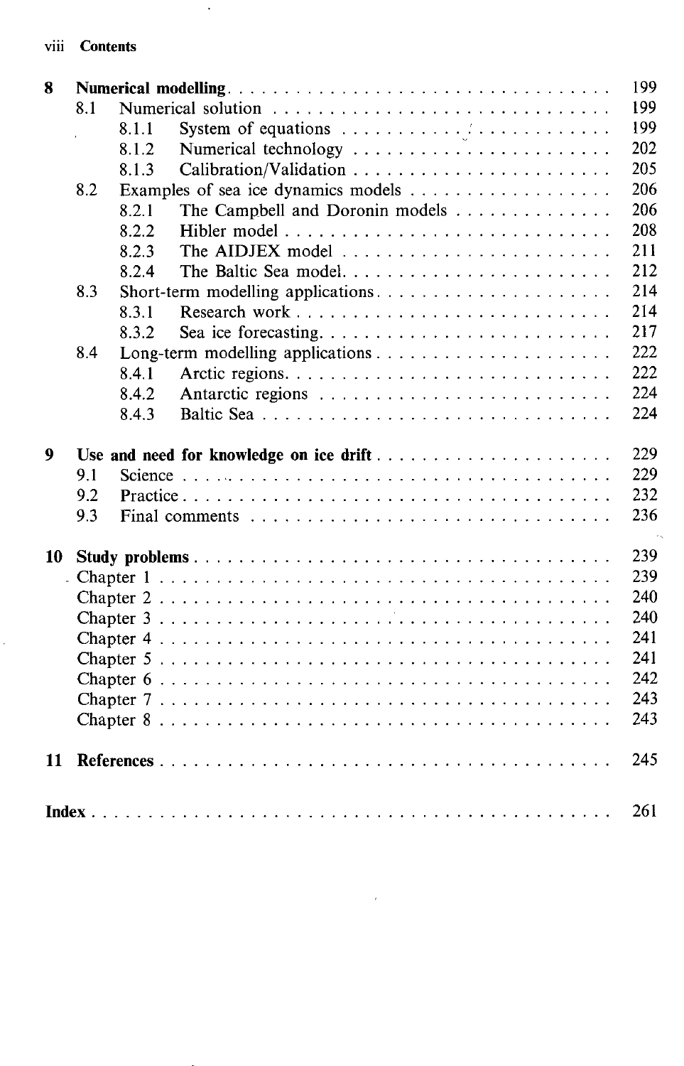| | | |
|---|---|---|
| **8** | **Numerical modelling** | 199 |
| 8.1 | Numerical solution | 199 |
| 8.1.1 | System of equations | 199 |
| 8.1.2 | Numerical technology | 202 |
| 8.1.3 | Calibration/Validation | 205 |
| 8.2 | Examples of sea ice dynamics models | 206 |
| 8.2.1 | The Campbell and Doronin models | 206 |
| 8.2.2 | Hibler model | 208 |
| 8.2.3 | The AIDJEX model | 211 |
| 8.2.4 | The Baltic Sea model | 212 |
| 8.3 | Short-term modelling applications | 214 |
| 8.3.1 | Research work | 214 |
| 8.3.2 | Sea ice forecasting | 217 |
| 8.4 | Long-term modelling applications | 222 |
| 8.4.1 | Arctic regions | 222 |
| 8.4.2 | Antarctic regions | 224 |
| 8.4.3 | Baltic Sea | 224 |
| **9** | **Use and need for knowledge on ice drift** | 229 |
| 9.1 | Science | 229 |
| 9.2 | Practice | 232 |
| 9.3 | Final comments | 236 |
| **10** | **Study problems** | 239 |
| | Chapter 1 | 239 |
| | Chapter 2 | 240 |
| | Chapter 3 | 240 |
| | Chapter 4 | 241 |
| | Chapter 5 | 241 |
| | Chapter 6 | 242 |
| | Chapter 7 | 243 |
| | Chapter 8 | 243 |
| **11** | **References** | 245 |
| **Index** | | 261 |